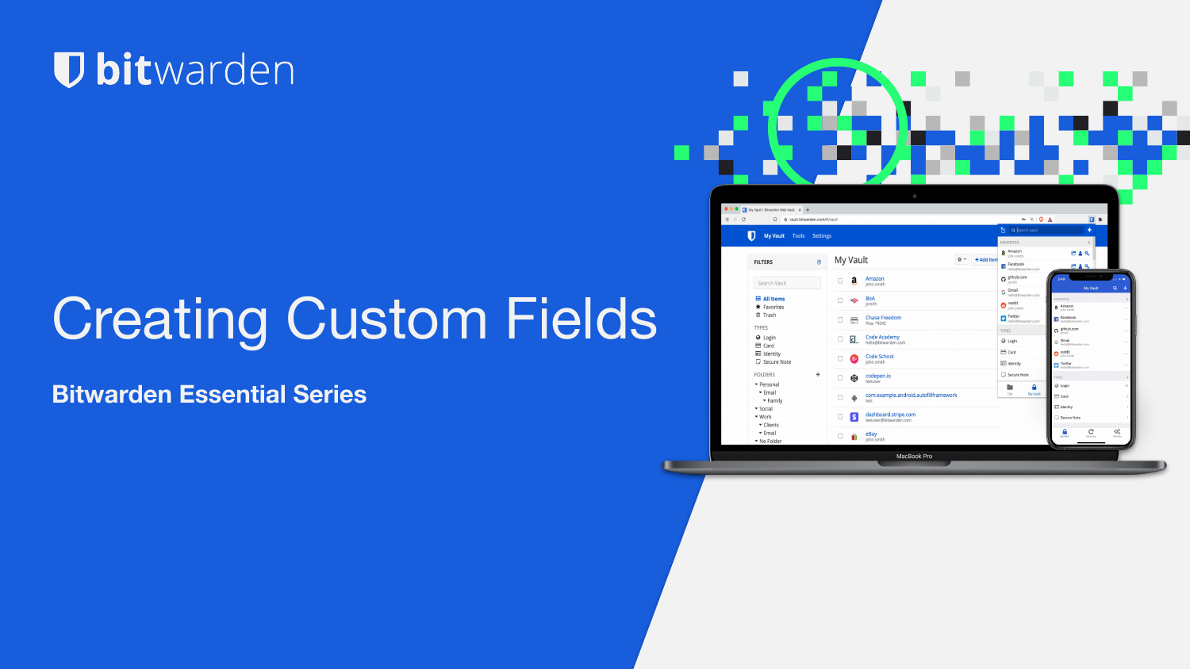bitwarden

# Creating Custom Fields

## Bitwarden Essential Series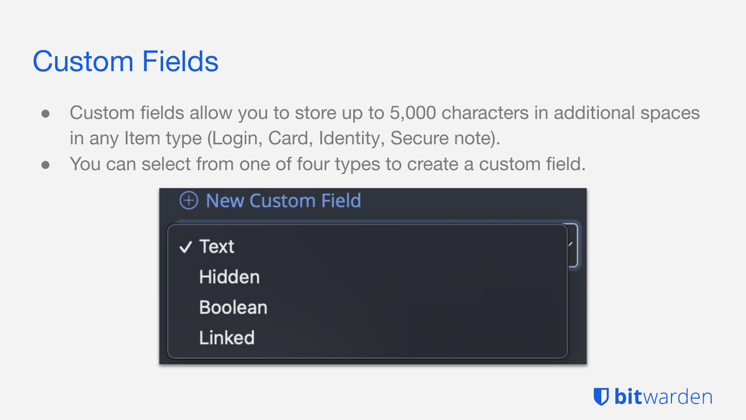# Custom Fields

- Custom fields allow you to store up to 5,000 characters in additional spaces in any Item type (Login, Card, Identity, Secure note).
- You can select from one of four types to create a custom field.

New Custom Field

- ✓ Text
- Hidden
- Boolean
- Linked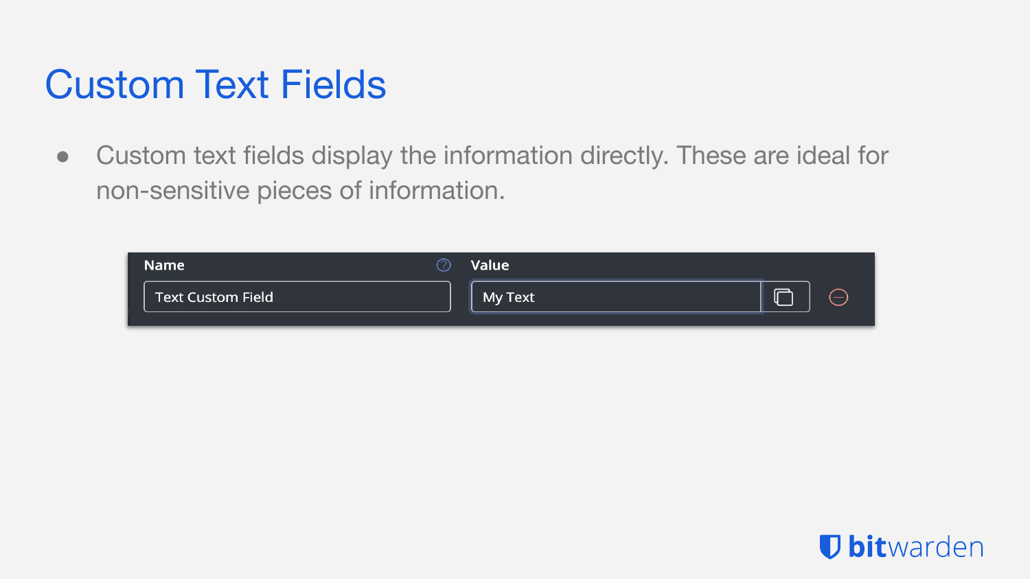# Custom Text Fields

- Custom text fields display the information directly. These are ideal for non-sensitive pieces of information.

| Name | Value |
| --- | --- |
| Text Custom Field | My Text |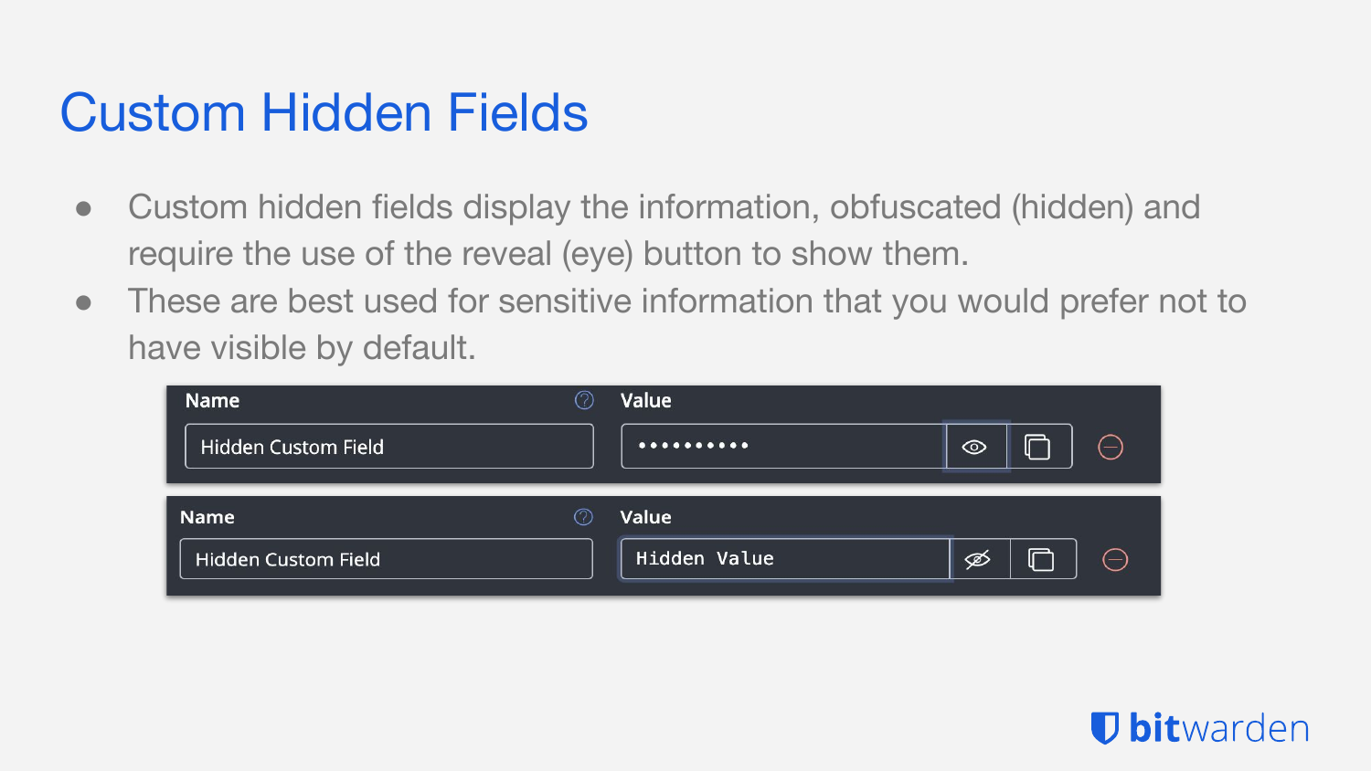# Custom Hidden Fields

- Custom hidden fields display the information, obfuscated (hidden) and require the use of the reveal (eye) button to show them.
- These are best used for sensitive information that you would prefer not to have visible by default.

| Name | Value |
| --- | --- |
| Hidden Custom Field | •••••••••• |

| Name | Value |
| --- | --- |
| Hidden Custom Field | Hidden Value |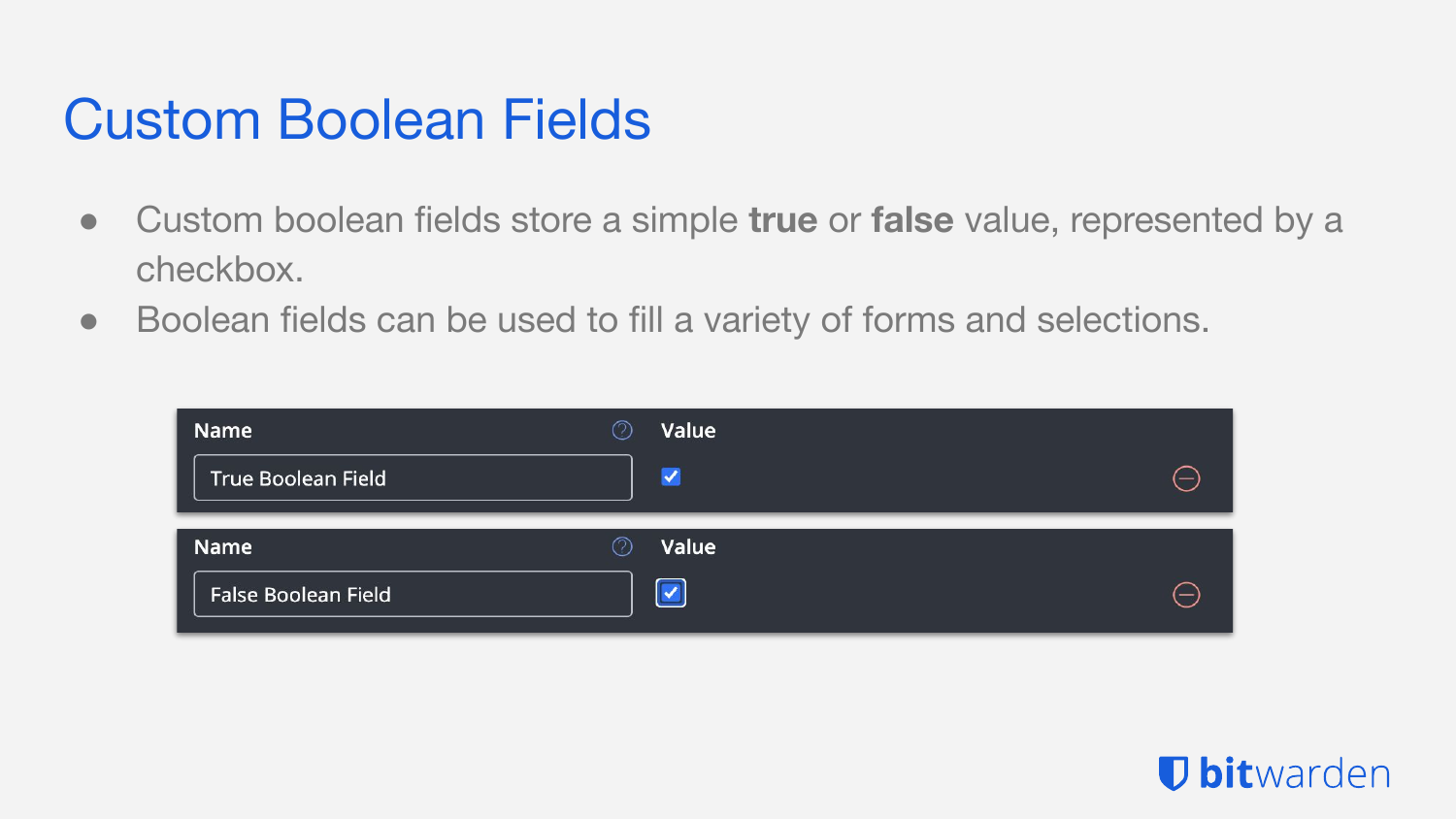# Custom Boolean Fields

- Custom boolean fields store a simple **true** or **false** value, represented by a checkbox.
- Boolean fields can be used to fill a variety of forms and selections.

| Name | Value |
| --- | --- |
| True Boolean Field | ☑ |

| Name | Value |
| --- | --- |
| False Boolean Field | ☑ |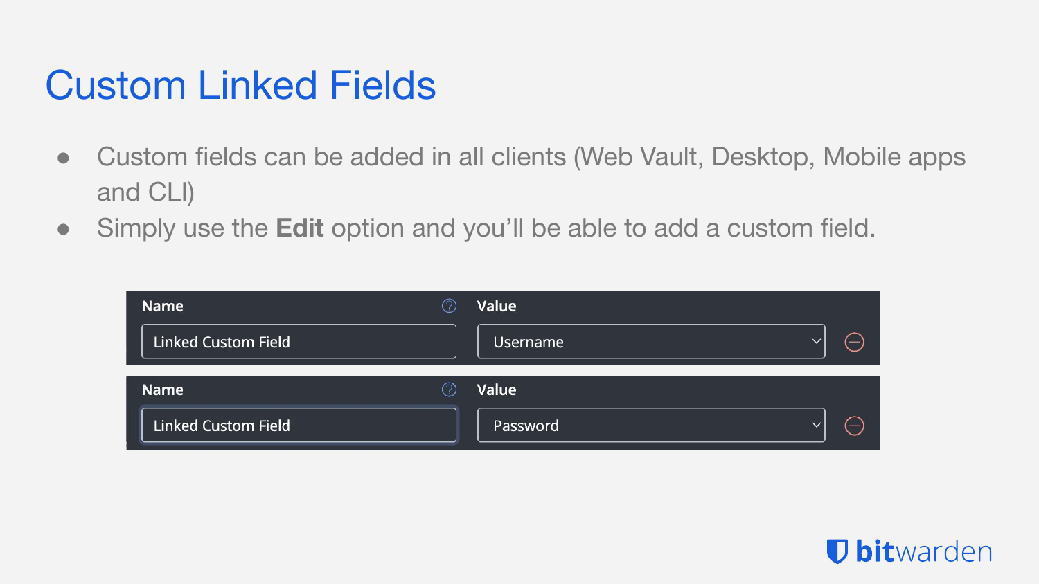# Custom Linked Fields

- Custom fields can be added in all clients (Web Vault, Desktop, Mobile apps and CLI)
- Simply use the **Edit** option and you'll be able to add a custom field.

| Name | Value |
| --- | --- |
| Linked Custom Field | Username |

| Name | Value |
| --- | --- |
| Linked Custom Field | Password |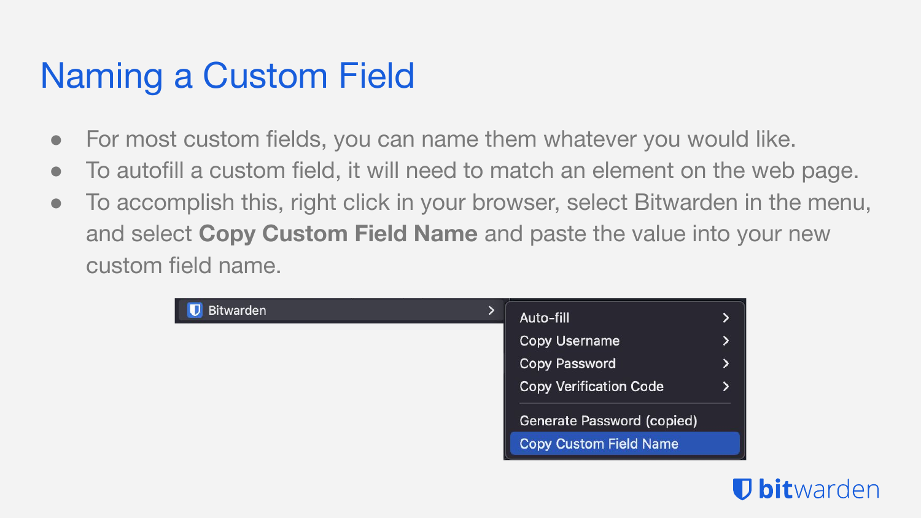# Naming a Custom Field

- For most custom fields, you can name them whatever you would like.
- To autofill a custom field, it will need to match an element on the web page.
- To accomplish this, right click in your browser, select Bitwarden in the menu, and select **Copy Custom Field Name** and paste the value into your new custom field name.

Bitwarden >

- Auto-fill >
- Copy Username >
- Copy Password >
- Copy Verification Code >
- Generate Password (copied)
- Copy Custom Field Name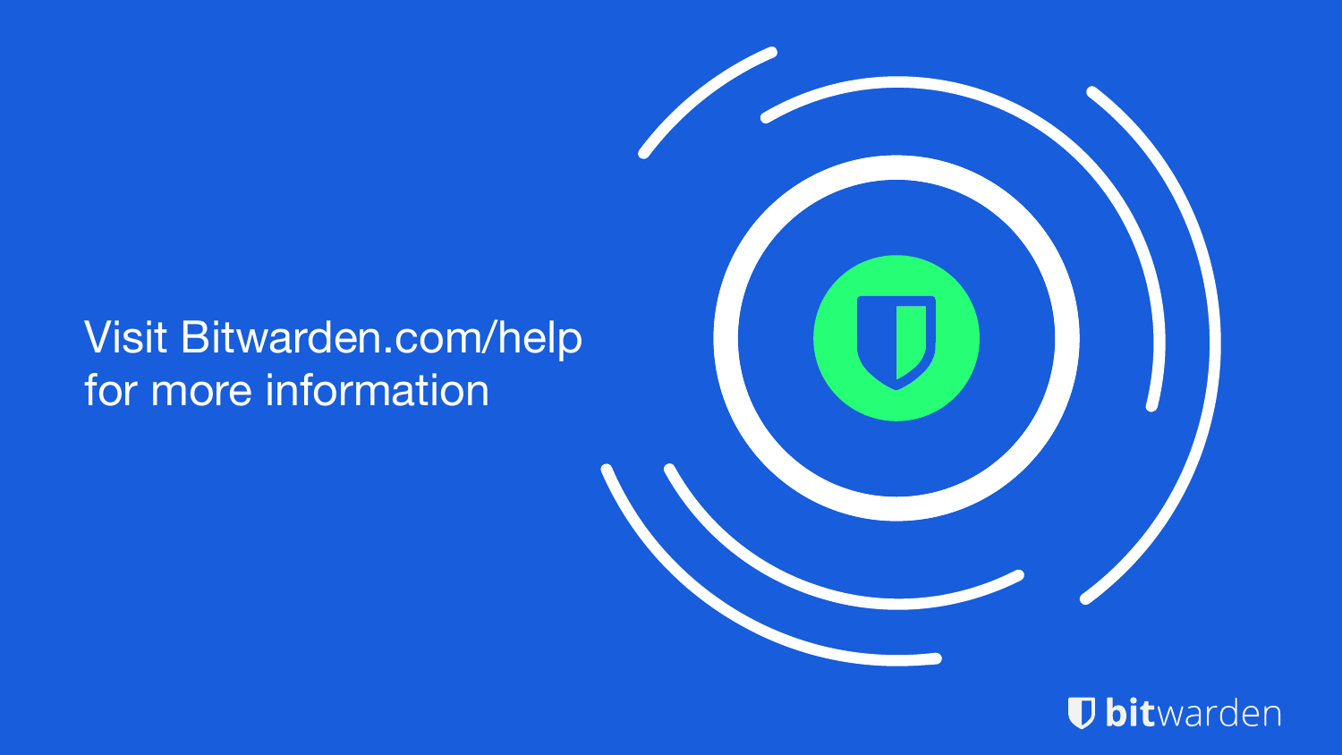Visit Bitwarden.com/help
for more information